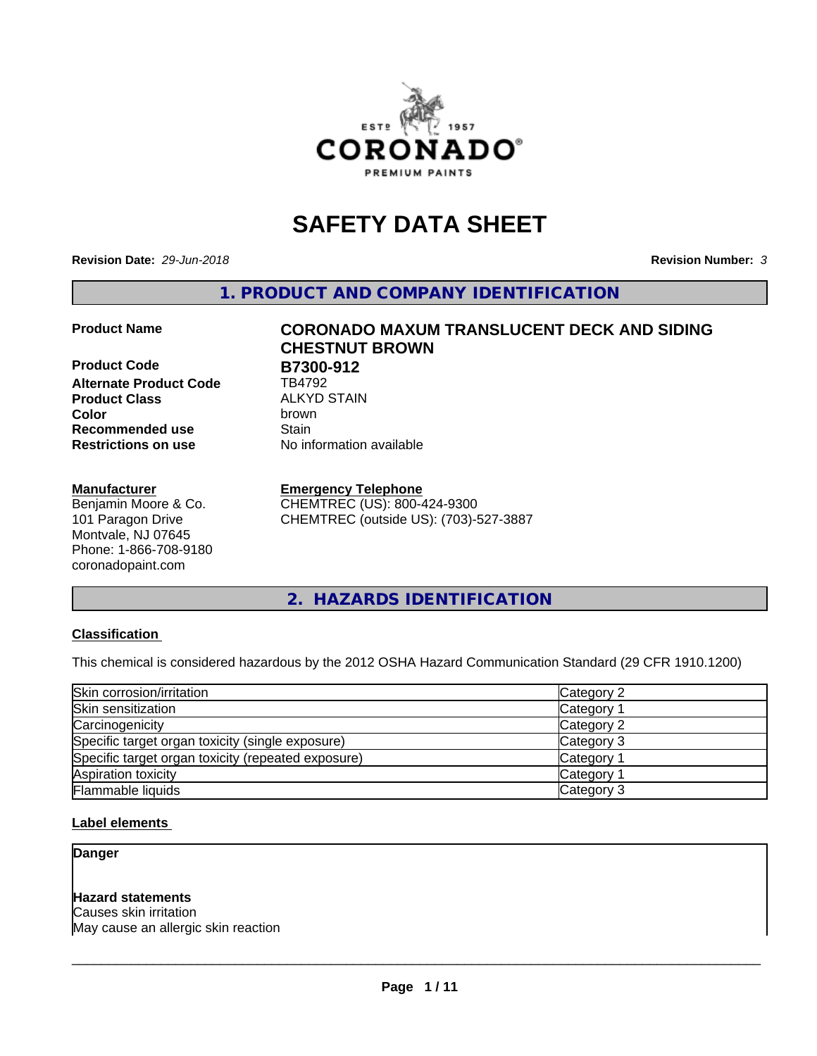# SAFETY DATA SHEET

**Revision Date:** *29-Jun-2018*

**Revision Number:** *3*

## 1. PRODUCT AND COMPANY IDENTIFICATION

**Product Name** | **CORONADO MAXUM TRANSLUCENT DECK AND SIDING CHESTNUT BROWN**

**Product Code** | **B7300-912**

**Alternate Product Code** | TB4792

**Product Class** | ALKYD STAIN

**Color** | brown

**Recommended use** | Stain

**Restrictions on use** | No information available

**Manufacturer**

Benjamin Moore & Co.
101 Paragon Drive
Montvale, NJ 07645
Phone: 1-866-708-9180
coronadopaint.com

**Emergency Telephone**

CHEMTREC (US): 800-424-9300
CHEMTREC (outside US): (703)-527-3887

## 2. HAZARDS IDENTIFICATION

**Classification**

This chemical is considered hazardous by the 2012 OSHA Hazard Communication Standard (29 CFR 1910.1200)

| | |
|---|---|
| Skin corrosion/irritation | Category 2 |
| Skin sensitization | Category 1 |
| Carcinogenicity | Category 2 |
| Specific target organ toxicity (single exposure) | Category 3 |
| Specific target organ toxicity (repeated exposure) | Category 1 |
| Aspiration toxicity | Category 1 |
| Flammable liquids | Category 3 |

**Label elements**

**Danger**

**Hazard statements**

Causes skin irritation

May cause an allergic skin reaction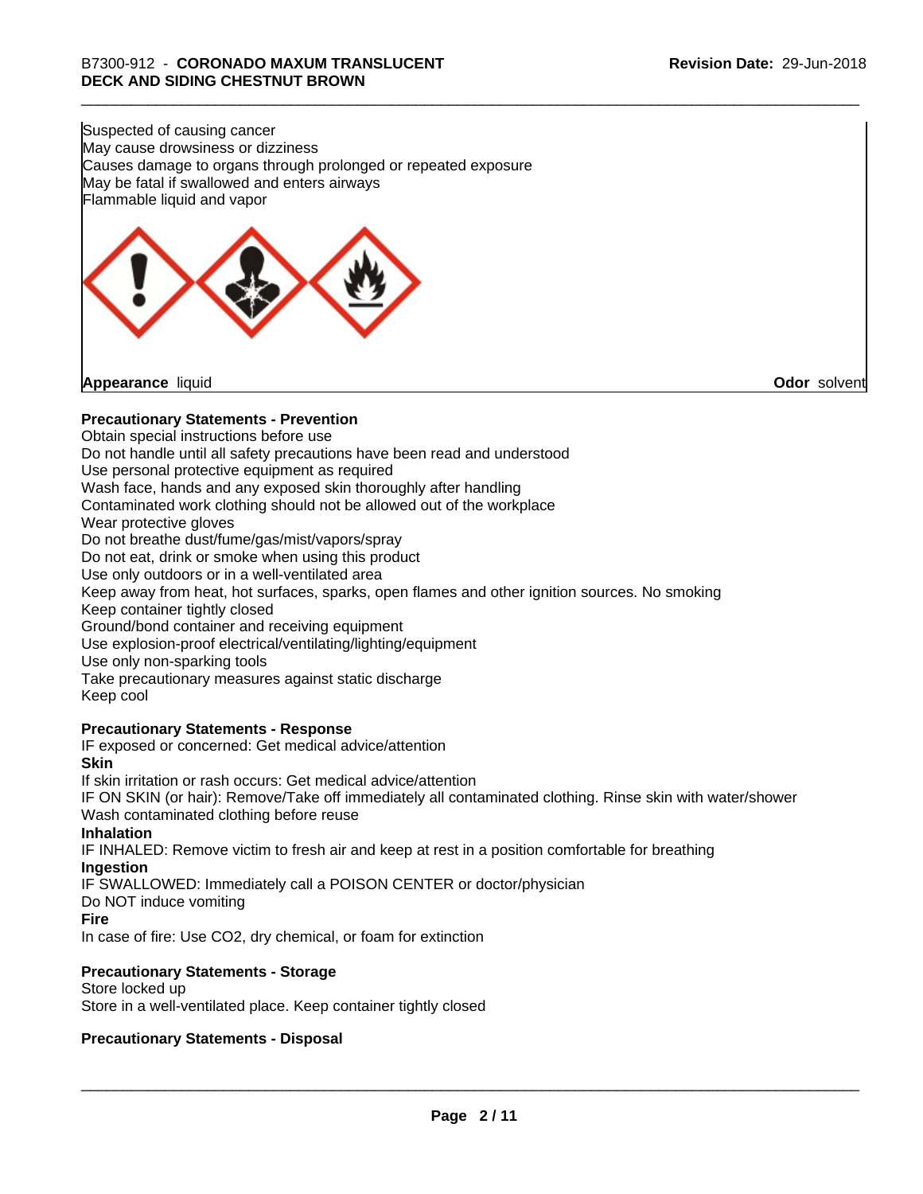Suspected of causing cancer
May cause drowsiness or dizziness
Causes damage to organs through prolonged or repeated exposure
May be fatal if swallowed and enters airways
Flammable liquid and vapor

**Appearance** liquid **Odor** solvent

**Precautionary Statements - Prevention**

Obtain special instructions before use
Do not handle until all safety precautions have been read and understood
Use personal protective equipment as required
Wash face, hands and any exposed skin thoroughly after handling
Contaminated work clothing should not be allowed out of the workplace
Wear protective gloves
Do not breathe dust/fume/gas/mist/vapors/spray
Do not eat, drink or smoke when using this product
Use only outdoors or in a well-ventilated area
Keep away from heat, hot surfaces, sparks, open flames and other ignition sources. No smoking
Keep container tightly closed
Ground/bond container and receiving equipment
Use explosion-proof electrical/ventilating/lighting/equipment
Use only non-sparking tools
Take precautionary measures against static discharge
Keep cool

**Precautionary Statements - Response**

IF exposed or concerned: Get medical advice/attention

**Skin**

If skin irritation or rash occurs: Get medical advice/attention
IF ON SKIN (or hair): Remove/Take off immediately all contaminated clothing. Rinse skin with water/shower
Wash contaminated clothing before reuse

**Inhalation**

IF INHALED: Remove victim to fresh air and keep at rest in a position comfortable for breathing

**Ingestion**

IF SWALLOWED: Immediately call a POISON CENTER or doctor/physician
Do NOT induce vomiting

**Fire**

In case of fire: Use CO2, dry chemical, or foam for extinction

**Precautionary Statements - Storage**

Store locked up
Store in a well-ventilated place. Keep container tightly closed

**Precautionary Statements - Disposal**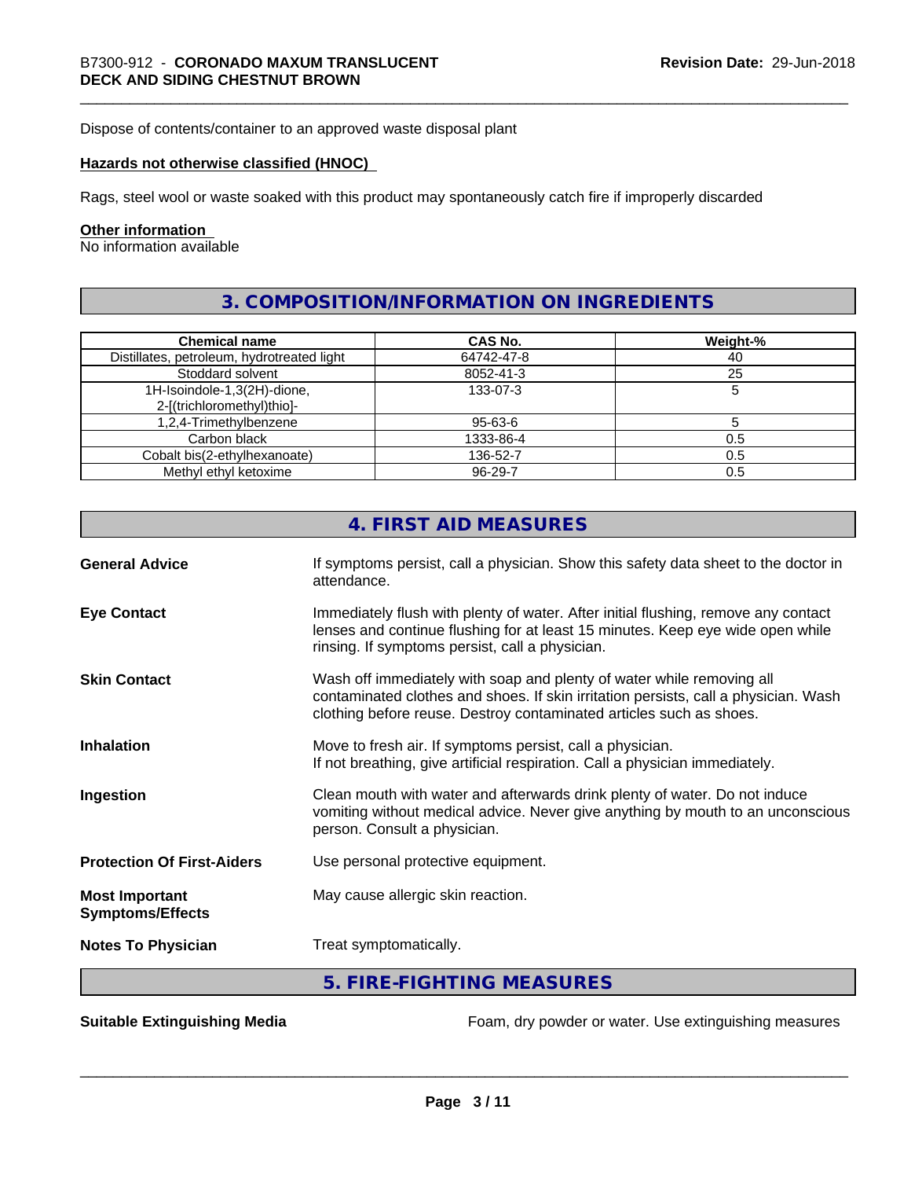Dispose of contents/container to an approved waste disposal plant

**Hazards not otherwise classified (HNOC)**

Rags, steel wool or waste soaked with this product may spontaneously catch fire if improperly discarded

**Other information**

No information available

## 3. COMPOSITION/INFORMATION ON INGREDIENTS

| Chemical name | CAS No. | Weight-% |
|---|---|---|
| Distillates, petroleum, hydrotreated light | 64742-47-8 | 40 |
| Stoddard solvent | 8052-41-3 | 25 |
| 1H-Isoindole-1,3(2H)-dione, 2-[(trichloromethyl)thio]- | 133-07-3 | 5 |
| 1,2,4-Trimethylbenzene | 95-63-6 | 5 |
| Carbon black | 1333-86-4 | 0.5 |
| Cobalt bis(2-ethylhexanoate) | 136-52-7 | 0.5 |
| Methyl ethyl ketoxime | 96-29-7 | 0.5 |

## 4. FIRST AID MEASURES

**General Advice**
If symptoms persist, call a physician. Show this safety data sheet to the doctor in attendance.

**Eye Contact**
Immediately flush with plenty of water. After initial flushing, remove any contact lenses and continue flushing for at least 15 minutes. Keep eye wide open while rinsing. If symptoms persist, call a physician.

**Skin Contact**
Wash off immediately with soap and plenty of water while removing all contaminated clothes and shoes. If skin irritation persists, call a physician. Wash clothing before reuse. Destroy contaminated articles such as shoes.

**Inhalation**
Move to fresh air. If symptoms persist, call a physician.
If not breathing, give artificial respiration. Call a physician immediately.

**Ingestion**
Clean mouth with water and afterwards drink plenty of water. Do not induce vomiting without medical advice. Never give anything by mouth to an unconscious person. Consult a physician.

**Protection Of First-Aiders**
Use personal protective equipment.

**Most Important Symptoms/Effects**
May cause allergic skin reaction.

**Notes To Physician**
Treat symptomatically.

## 5. FIRE-FIGHTING MEASURES

**Suitable Extinguishing Media**
Foam, dry powder or water. Use extinguishing measures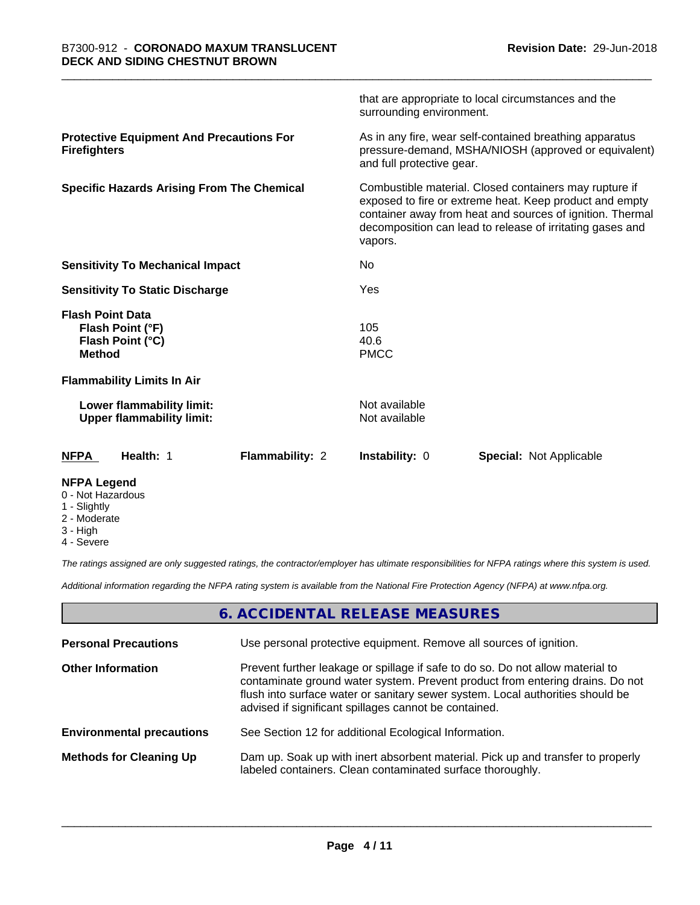| | |
|---|---|
| | that are appropriate to local circumstances and the surrounding environment. |
| **Protective Equipment And Precautions For Firefighters** | As in any fire, wear self-contained breathing apparatus pressure-demand, MSHA/NIOSH (approved or equivalent) and full protective gear. |
| **Specific Hazards Arising From The Chemical** | Combustible material. Closed containers may rupture if exposed to fire or extreme heat. Keep product and empty container away from heat and sources of ignition. Thermal decomposition can lead to release of irritating gases and vapors. |
| **Sensitivity To Mechanical Impact** | No |
| **Sensitivity To Static Discharge** | Yes |
| **Flash Point Data** | |
| **Flash Point (°F)** | 105 |
| **Flash Point (°C)** | 40.6 |
| **Method** | PMCC |
| **Flammability Limits In Air** | |
| **Lower flammability limit:** | Not available |
| **Upper flammability limit:** | Not available |

| **NFPA** | **Health:** 1 | **Flammability:** 2 | **Instability:** 0 | **Special:** Not Applicable |
|---|---|---|---|---|

**NFPA Legend**
- 0 - Not Hazardous
- 1 - Slightly
- 2 - Moderate
- 3 - High
- 4 - Severe

*The ratings assigned are only suggested ratings, the contractor/employer has ultimate responsibilities for NFPA ratings where this system is used.*

*Additional information regarding the NFPA rating system is available from the National Fire Protection Agency (NFPA) at www.nfpa.org.*

## 6. ACCIDENTAL RELEASE MEASURES

| | |
|---|---|
| **Personal Precautions** | Use personal protective equipment. Remove all sources of ignition. |
| **Other Information** | Prevent further leakage or spillage if safe to do so. Do not allow material to contaminate ground water system. Prevent product from entering drains. Do not flush into surface water or sanitary sewer system. Local authorities should be advised if significant spillages cannot be contained. |
| **Environmental precautions** | See Section 12 for additional Ecological Information. |
| **Methods for Cleaning Up** | Dam up. Soak up with inert absorbent material. Pick up and transfer to properly labeled containers. Clean contaminated surface thoroughly. |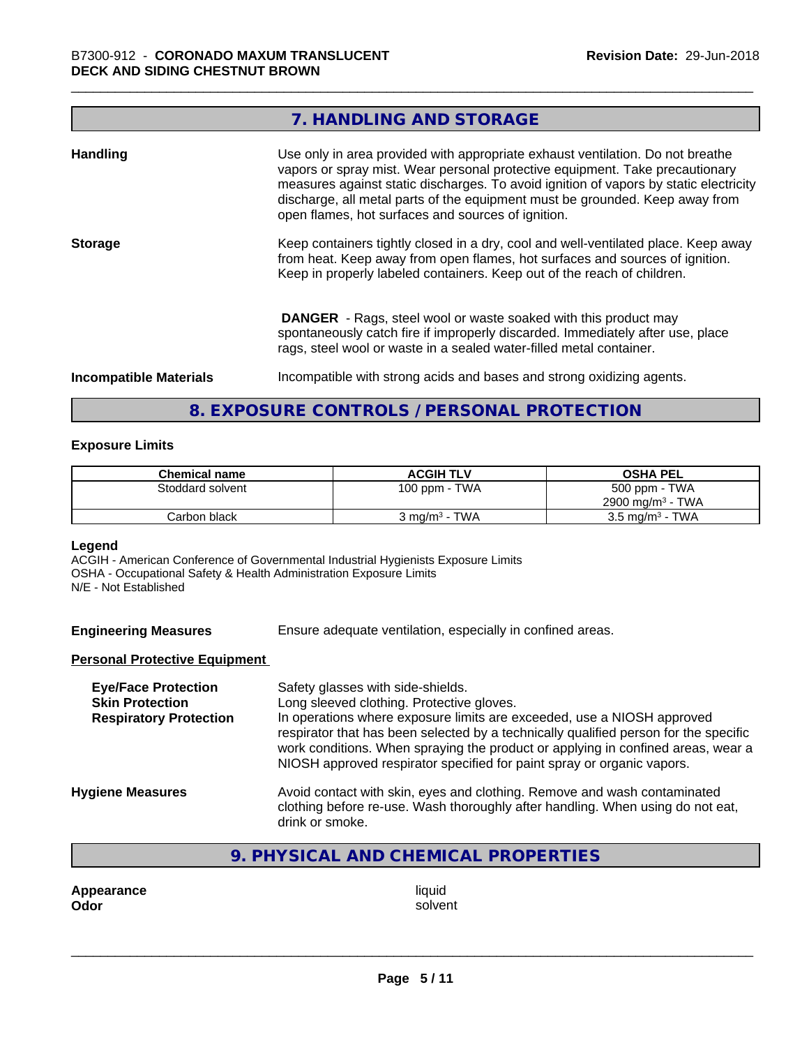## 7. HANDLING AND STORAGE

**Handling**

Use only in area provided with appropriate exhaust ventilation. Do not breathe vapors or spray mist. Wear personal protective equipment. Take precautionary measures against static discharges. To avoid ignition of vapors by static electricity discharge, all metal parts of the equipment must be grounded. Keep away from open flames, hot surfaces and sources of ignition.

**Storage**

Keep containers tightly closed in a dry, cool and well-ventilated place. Keep away from heat. Keep away from open flames, hot surfaces and sources of ignition. Keep in properly labeled containers. Keep out of the reach of children.

**DANGER** - Rags, steel wool or waste soaked with this product may spontaneously catch fire if improperly discarded. Immediately after use, place rags, steel wool or waste in a sealed water-filled metal container.

**Incompatible Materials**

Incompatible with strong acids and bases and strong oxidizing agents.

## 8. EXPOSURE CONTROLS / PERSONAL PROTECTION

### Exposure Limits

| Chemical name | ACGIH TLV | OSHA PEL |
|---|---|---|
| Stoddard solvent | 100 ppm - TWA | 500 ppm - TWA<br>2900 mg/m³ - TWA |
| Carbon black | 3 mg/m³ - TWA | 3.5 mg/m³ - TWA |

**Legend**

ACGIH - American Conference of Governmental Industrial Hygienists Exposure Limits
OSHA - Occupational Safety & Health Administration Exposure Limits
N/E - Not Established

**Engineering Measures**

Ensure adequate ventilation, especially in confined areas.

**Personal Protective Equipment**

**Eye/Face Protection** Safety glasses with side-shields.

**Skin Protection** Long sleeved clothing. Protective gloves.

**Respiratory Protection** In operations where exposure limits are exceeded, use a NIOSH approved respirator that has been selected by a technically qualified person for the specific work conditions. When spraying the product or applying in confined areas, wear a NIOSH approved respirator specified for paint spray or organic vapors.

**Hygiene Measures**

Avoid contact with skin, eyes and clothing. Remove and wash contaminated clothing before re-use. Wash thoroughly after handling. When using do not eat, drink or smoke.

## 9. PHYSICAL AND CHEMICAL PROPERTIES

**Appearance** liquid

**Odor** solvent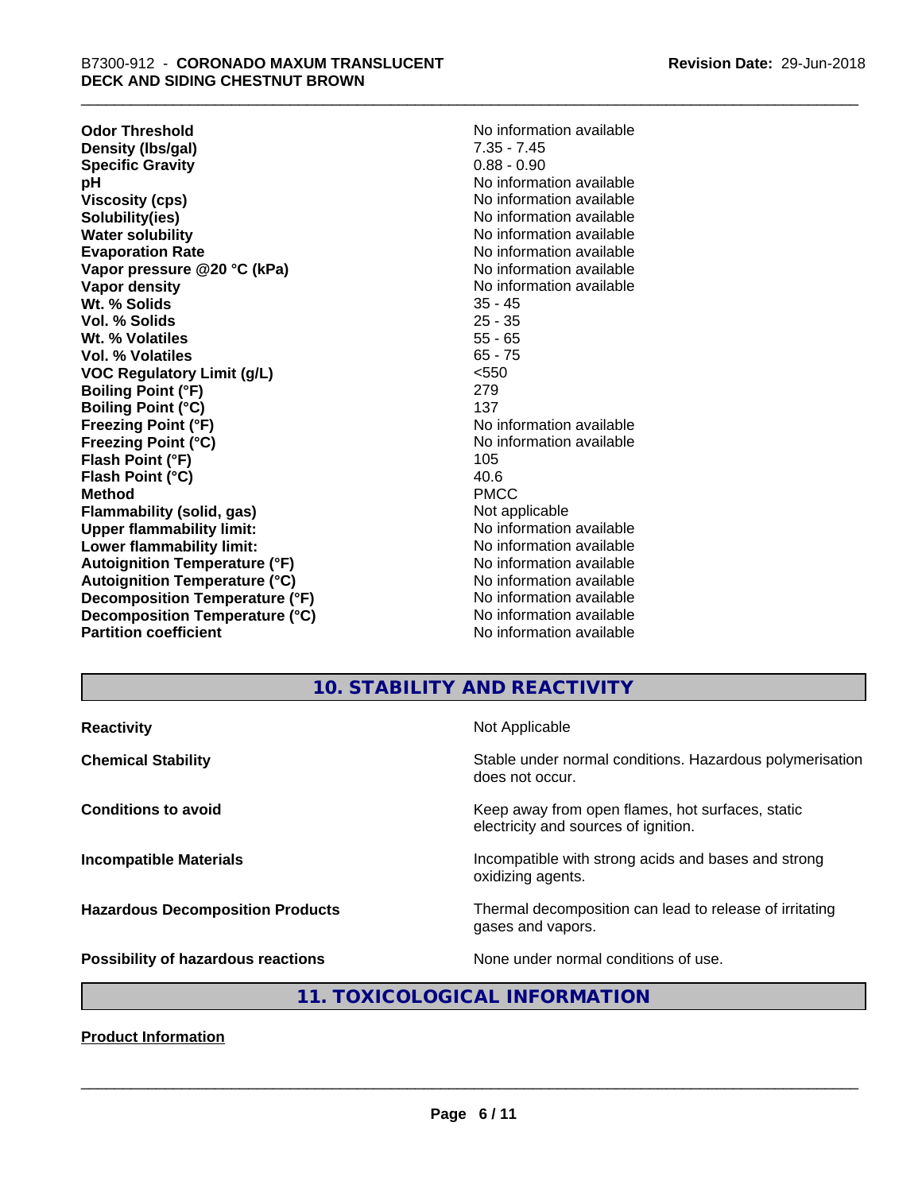| | |
|---|---|
| **Odor Threshold** | No information available |
| **Density (lbs/gal)** | 7.35 - 7.45 |
| **Specific Gravity** | 0.88 - 0.90 |
| **pH** | No information available |
| **Viscosity (cps)** | No information available |
| **Solubility(ies)** | No information available |
| **Water solubility** | No information available |
| **Evaporation Rate** | No information available |
| **Vapor pressure @20 °C (kPa)** | No information available |
| **Vapor density** | No information available |
| **Wt. % Solids** | 35 - 45 |
| **Vol. % Solids** | 25 - 35 |
| **Wt. % Volatiles** | 55 - 65 |
| **Vol. % Volatiles** | 65 - 75 |
| **VOC Regulatory Limit (g/L)** | <550 |
| **Boiling Point (°F)** | 279 |
| **Boiling Point (°C)** | 137 |
| **Freezing Point (°F)** | No information available |
| **Freezing Point (°C)** | No information available |
| **Flash Point (°F)** | 105 |
| **Flash Point (°C)** | 40.6 |
| **Method** | PMCC |
| **Flammability (solid, gas)** | Not applicable |
| **Upper flammability limit:** | No information available |
| **Lower flammability limit:** | No information available |
| **Autoignition Temperature (°F)** | No information available |
| **Autoignition Temperature (°C)** | No information available |
| **Decomposition Temperature (°F)** | No information available |
| **Decomposition Temperature (°C)** | No information available |
| **Partition coefficient** | No information available |

## 10. STABILITY AND REACTIVITY

| | |
|---|---|
| **Reactivity** | Not Applicable |
| **Chemical Stability** | Stable under normal conditions. Hazardous polymerisation does not occur. |
| **Conditions to avoid** | Keep away from open flames, hot surfaces, static electricity and sources of ignition. |
| **Incompatible Materials** | Incompatible with strong acids and bases and strong oxidizing agents. |
| **Hazardous Decomposition Products** | Thermal decomposition can lead to release of irritating gases and vapors. |
| **Possibility of hazardous reactions** | None under normal conditions of use. |

## 11. TOXICOLOGICAL INFORMATION

**Product Information**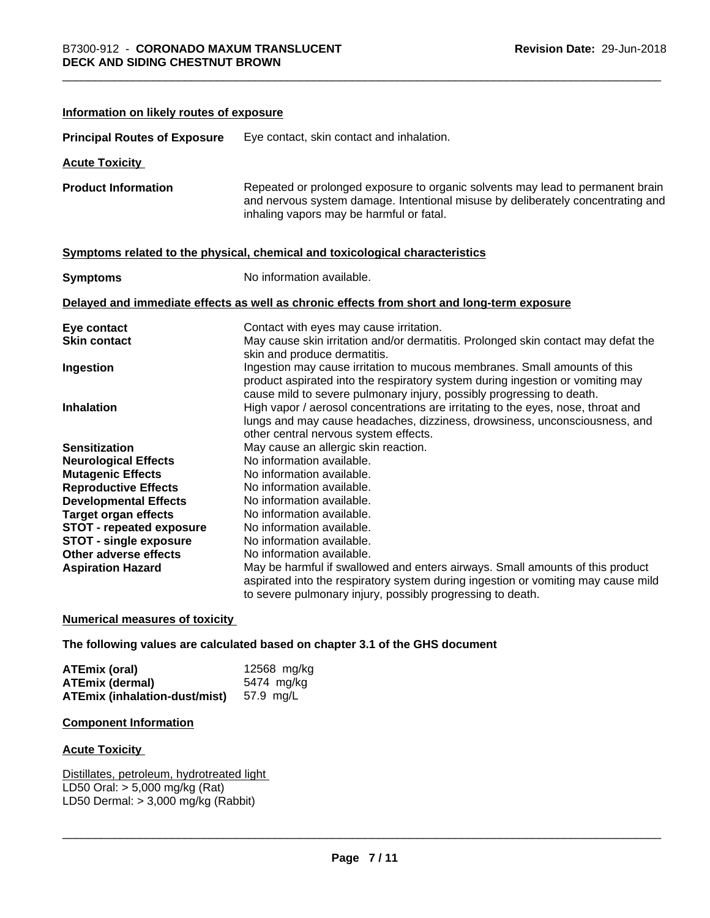## Information on likely routes of exposure

**Principal Routes of Exposure** Eye contact, skin contact and inhalation.

## Acute Toxicity

**Product Information** Repeated or prolonged exposure to organic solvents may lead to permanent brain and nervous system damage. Intentional misuse by deliberately concentrating and inhaling vapors may be harmful or fatal.

## Symptoms related to the physical, chemical and toxicological characteristics

**Symptoms** No information available.

## Delayed and immediate effects as well as chronic effects from short and long-term exposure

| | |
|---|---|
| **Eye contact** | Contact with eyes may cause irritation. |
| **Skin contact** | May cause skin irritation and/or dermatitis. Prolonged skin contact may defat the skin and produce dermatitis. |
| **Ingestion** | Ingestion may cause irritation to mucous membranes. Small amounts of this product aspirated into the respiratory system during ingestion or vomiting may cause mild to severe pulmonary injury, possibly progressing to death. |
| **Inhalation** | High vapor / aerosol concentrations are irritating to the eyes, nose, throat and lungs and may cause headaches, dizziness, drowsiness, unconsciousness, and other central nervous system effects. |
| **Sensitization** | May cause an allergic skin reaction. |
| **Neurological Effects** | No information available. |
| **Mutagenic Effects** | No information available. |
| **Reproductive Effects** | No information available. |
| **Developmental Effects** | No information available. |
| **Target organ effects** | No information available. |
| **STOT - repeated exposure** | No information available. |
| **STOT - single exposure** | No information available. |
| **Other adverse effects** | No information available. |
| **Aspiration Hazard** | May be harmful if swallowed and enters airways. Small amounts of this product aspirated into the respiratory system during ingestion or vomiting may cause mild to severe pulmonary injury, possibly progressing to death. |

## Numerical measures of toxicity

**The following values are calculated based on chapter 3.1 of the GHS document**

| | |
|---|---|
| **ATEmix (oral)** | 12568 mg/kg |
| **ATEmix (dermal)** | 5474 mg/kg |
| **ATEmix (inhalation-dust/mist)** | 57.9 mg/L |

## Component Information

## Acute Toxicity

Distillates, petroleum, hydrotreated light
LD50 Oral: > 5,000 mg/kg (Rat)
LD50 Dermal: > 3,000 mg/kg (Rabbit)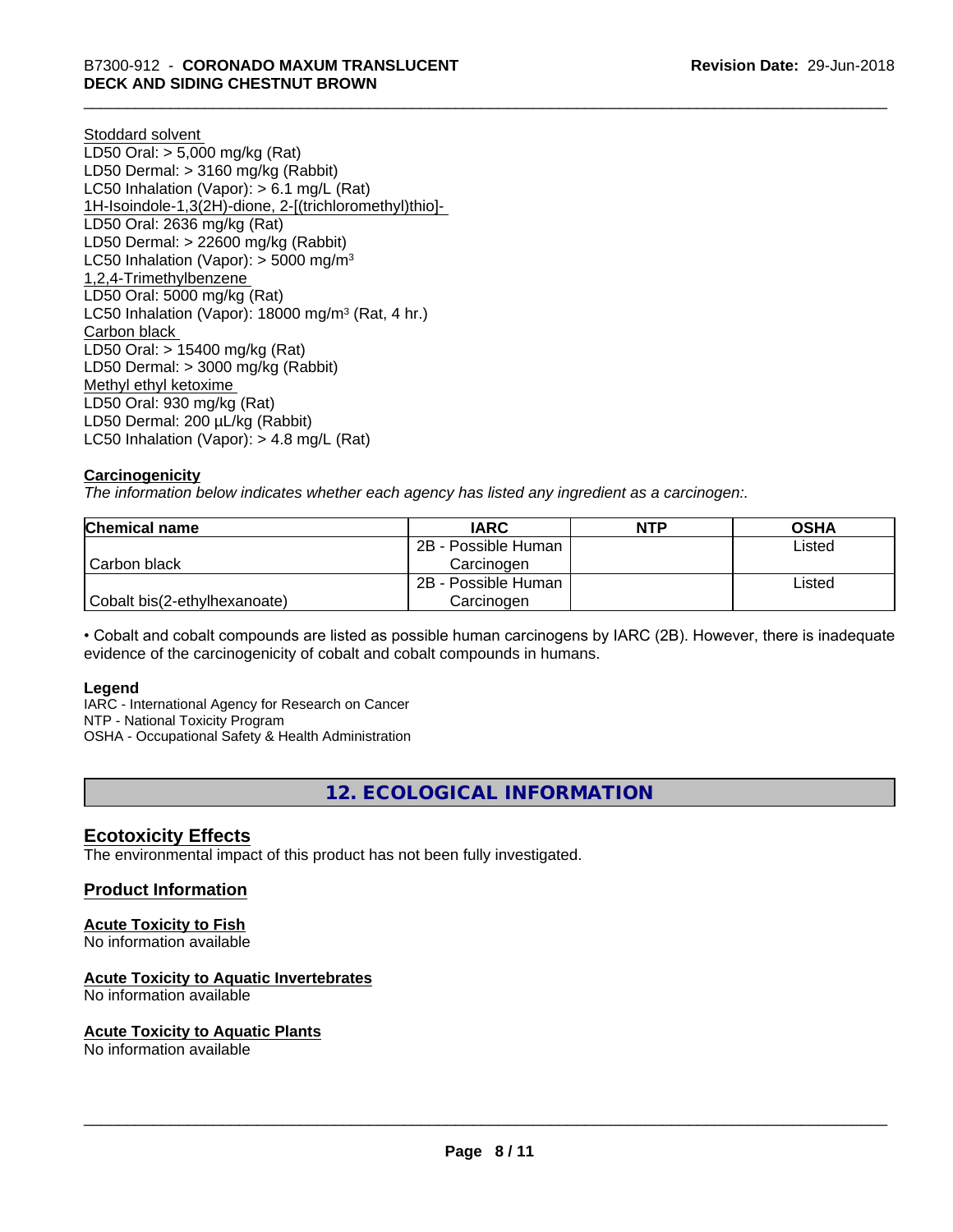Stoddard solvent
LD50 Oral: > 5,000 mg/kg (Rat)
LD50 Dermal: > 3160 mg/kg (Rabbit)
LC50 Inhalation (Vapor): > 6.1 mg/L (Rat)
1H-Isoindole-1,3(2H)-dione, 2-[(trichloromethyl)thio]-
LD50 Oral: 2636 mg/kg (Rat)
LD50 Dermal: > 22600 mg/kg (Rabbit)
LC50 Inhalation (Vapor): > 5000 mg/m$^3$
1,2,4-Trimethylbenzene
LD50 Oral: 5000 mg/kg (Rat)
LC50 Inhalation (Vapor): 18000 mg/m$^3$ (Rat, 4 hr.)
Carbon black
LD50 Oral: > 15400 mg/kg (Rat)
LD50 Dermal: > 3000 mg/kg (Rabbit)
Methyl ethyl ketoxime
LD50 Oral: 930 mg/kg (Rat)
LD50 Dermal: 200 µL/kg (Rabbit)
LC50 Inhalation (Vapor): > 4.8 mg/L (Rat)

**Carcinogenicity**

*The information below indicates whether each agency has listed any ingredient as a carcinogen:.*

| Chemical name | IARC | NTP | OSHA |
|---|---|---|---|
| Carbon black | 2B - Possible Human Carcinogen | | Listed |
| Cobalt bis(2-ethylhexanoate) | 2B - Possible Human Carcinogen | | Listed |

• Cobalt and cobalt compounds are listed as possible human carcinogens by IARC (2B). However, there is inadequate evidence of the carcinogenicity of cobalt and cobalt compounds in humans.

**Legend**

IARC - International Agency for Research on Cancer
NTP - National Toxicity Program
OSHA - Occupational Safety & Health Administration

## 12. ECOLOGICAL INFORMATION

### Ecotoxicity Effects

The environmental impact of this product has not been fully investigated.

### Product Information

**Acute Toxicity to Fish**
No information available

**Acute Toxicity to Aquatic Invertebrates**
No information available

**Acute Toxicity to Aquatic Plants**
No information available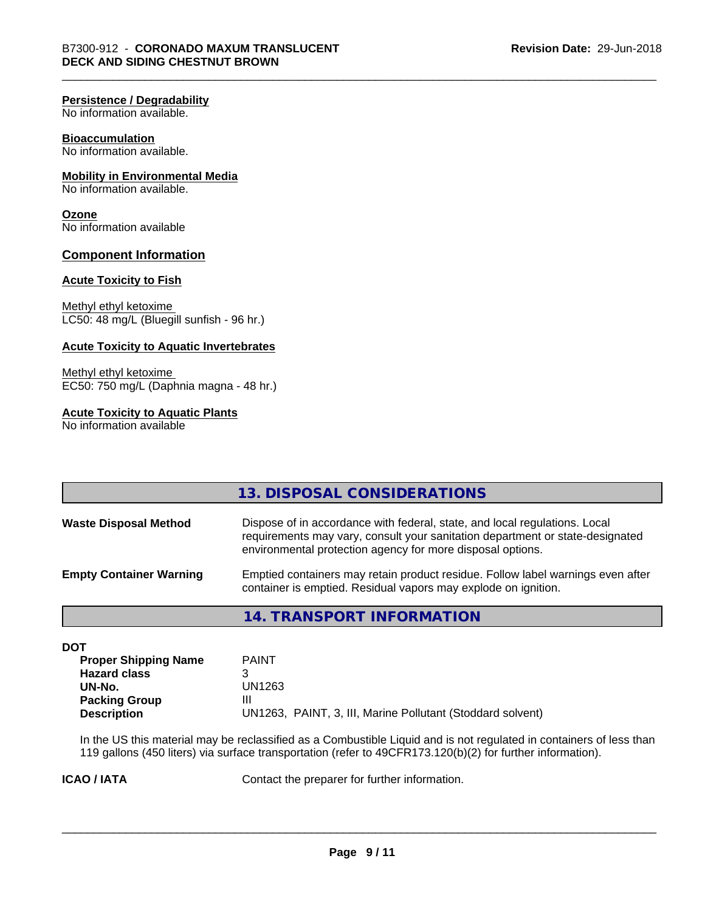**Persistence / Degradability**
No information available.

**Bioaccumulation**
No information available.

**Mobility in Environmental Media**
No information available.

**Ozone**
No information available

## Component Information

**Acute Toxicity to Fish**

Methyl ethyl ketoxime
LC50: 48 mg/L (Bluegill sunfish - 96 hr.)

**Acute Toxicity to Aquatic Invertebrates**

Methyl ethyl ketoxime
EC50: 750 mg/L (Daphnia magna - 48 hr.)

**Acute Toxicity to Aquatic Plants**
No information available

## 13. DISPOSAL CONSIDERATIONS

**Waste Disposal Method** Dispose of in accordance with federal, state, and local regulations. Local requirements may vary, consult your sanitation department or state-designated environmental protection agency for more disposal options.

**Empty Container Warning** Emptied containers may retain product residue. Follow label warnings even after container is emptied. Residual vapors may explode on ignition.

## 14. TRANSPORT INFORMATION

**DOT**

| | |
|---|---|
| **Proper Shipping Name** | PAINT |
| **Hazard class** | 3 |
| **UN-No.** | UN1263 |
| **Packing Group** | III |
| **Description** | UN1263, PAINT, 3, III, Marine Pollutant (Stoddard solvent) |

In the US this material may be reclassified as a Combustible Liquid and is not regulated in containers of less than 119 gallons (450 liters) via surface transportation (refer to 49CFR173.120(b)(2) for further information).

**ICAO / IATA** Contact the preparer for further information.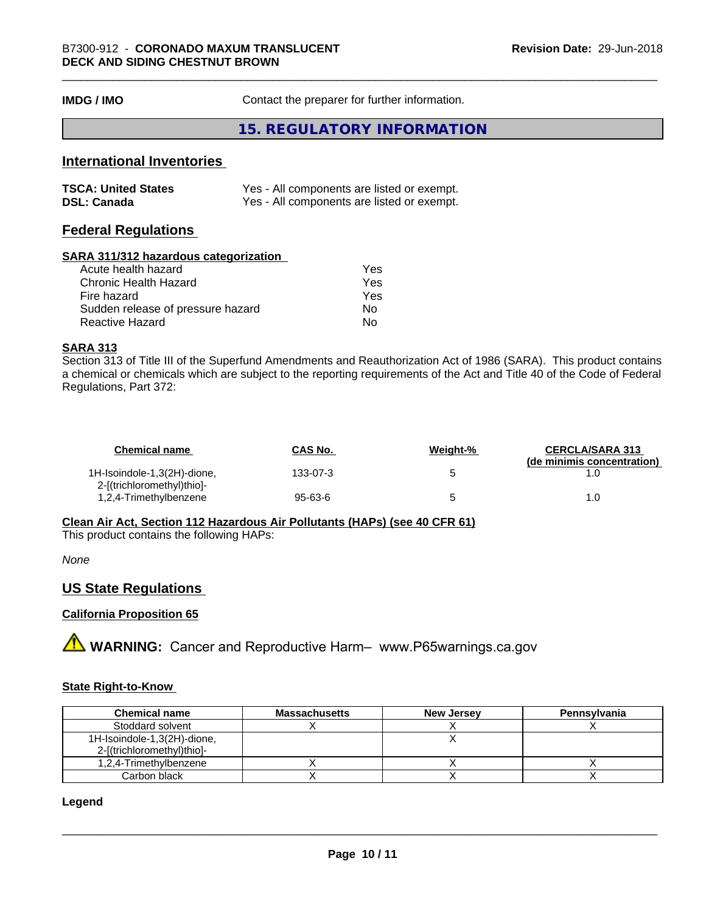**IMDG / IMO** Contact the preparer for further information.

## 15. REGULATORY INFORMATION

### International Inventories

| | |
|---|---|
| **TSCA: United States** | Yes - All components are listed or exempt. |
| **DSL: Canada** | Yes - All components are listed or exempt. |

### Federal Regulations

**SARA 311/312 hazardous categorization**

| | |
|---|---|
| Acute health hazard | Yes |
| Chronic Health Hazard | Yes |
| Fire hazard | Yes |
| Sudden release of pressure hazard | No |
| Reactive Hazard | No |

**SARA 313**

Section 313 of Title III of the Superfund Amendments and Reauthorization Act of 1986 (SARA). This product contains a chemical or chemicals which are subject to the reporting requirements of the Act and Title 40 of the Code of Federal Regulations, Part 372:

| Chemical name | CAS No. | Weight-% | CERCLA/SARA 313 (de minimis concentration) |
|---|---|---|---|
| 1H-Isoindole-1,3(2H)-dione, 2-[(trichloromethyl)thio]- | 133-07-3 | 5 | 1.0 |
| 1,2,4-Trimethylbenzene | 95-63-6 | 5 | 1.0 |

**Clean Air Act, Section 112 Hazardous Air Pollutants (HAPs) (see 40 CFR 61)**

This product contains the following HAPs:

*None*

### US State Regulations

**California Proposition 65**

⚠ **WARNING:** Cancer and Reproductive Harm– www.P65warnings.ca.gov

**State Right-to-Know**

| Chemical name | Massachusetts | New Jersey | Pennsylvania |
|---|---|---|---|
| Stoddard solvent | X | X | X |
| 1H-Isoindole-1,3(2H)-dione, 2-[(trichloromethyl)thio]- | | X | |
| 1,2,4-Trimethylbenzene | X | X | X |
| Carbon black | X | X | X |

**Legend**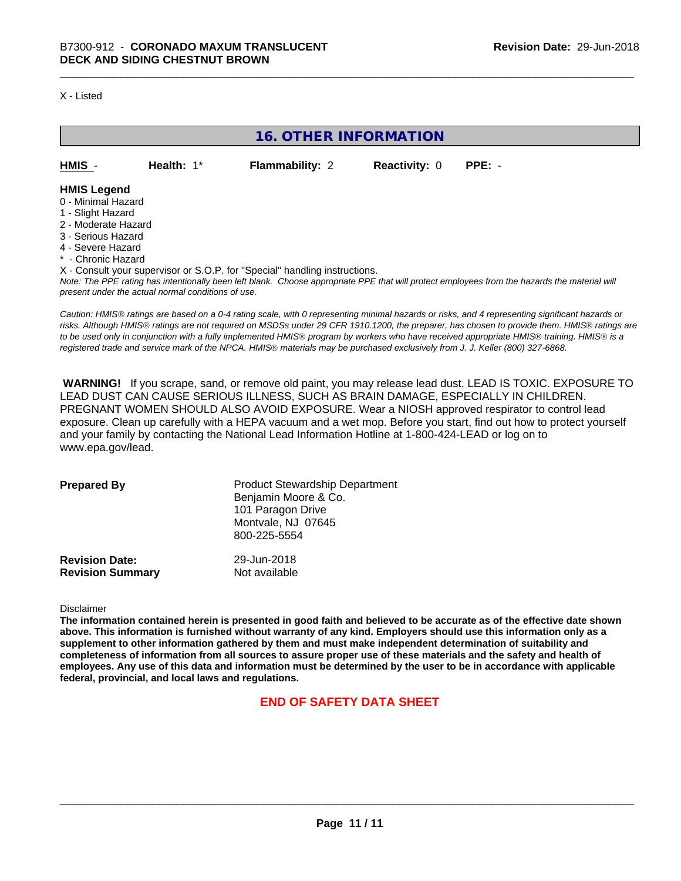X - Listed

## 16. OTHER INFORMATION

| HMIS - | Health: 1* | Flammability: 2 | Reactivity: 0 | PPE: - |
|---|---|---|---|---|

**HMIS Legend**
0 - Minimal Hazard
1 - Slight Hazard
2 - Moderate Hazard
3 - Serious Hazard
4 - Severe Hazard
* - Chronic Hazard
X - Consult your supervisor or S.O.P. for "Special" handling instructions.

*Note: The PPE rating has intentionally been left blank. Choose appropriate PPE that will protect employees from the hazards the material will present under the actual normal conditions of use.*

*Caution: HMIS® ratings are based on a 0-4 rating scale, with 0 representing minimal hazards or risks, and 4 representing significant hazards or risks. Although HMIS® ratings are not required on MSDSs under 29 CFR 1910.1200, the preparer, has chosen to provide them. HMIS® ratings are to be used only in conjunction with a fully implemented HMIS® program by workers who have received appropriate HMIS® training. HMIS® is a registered trade and service mark of the NPCA. HMIS® materials may be purchased exclusively from J. J. Keller (800) 327-6868.*

**WARNING!** If you scrape, sand, or remove old paint, you may release lead dust. LEAD IS TOXIC. EXPOSURE TO LEAD DUST CAN CAUSE SERIOUS ILLNESS, SUCH AS BRAIN DAMAGE, ESPECIALLY IN CHILDREN. PREGNANT WOMEN SHOULD ALSO AVOID EXPOSURE. Wear a NIOSH approved respirator to control lead exposure. Clean up carefully with a HEPA vacuum and a wet mop. Before you start, find out how to protect yourself and your family by contacting the National Lead Information Hotline at 1-800-424-LEAD or log on to www.epa.gov/lead.

**Prepared By**
Product Stewardship Department
Benjamin Moore & Co.
101 Paragon Drive
Montvale, NJ 07645
800-225-5554

**Revision Date:** 29-Jun-2018
**Revision Summary** Not available

Disclaimer

**The information contained herein is presented in good faith and believed to be accurate as of the effective date shown above. This information is furnished without warranty of any kind. Employers should use this information only as a supplement to other information gathered by them and must make independent determination of suitability and completeness of information from all sources to assure proper use of these materials and the safety and health of employees. Any use of this data and information must be determined by the user to be in accordance with applicable federal, provincial, and local laws and regulations.**

**END OF SAFETY DATA SHEET**